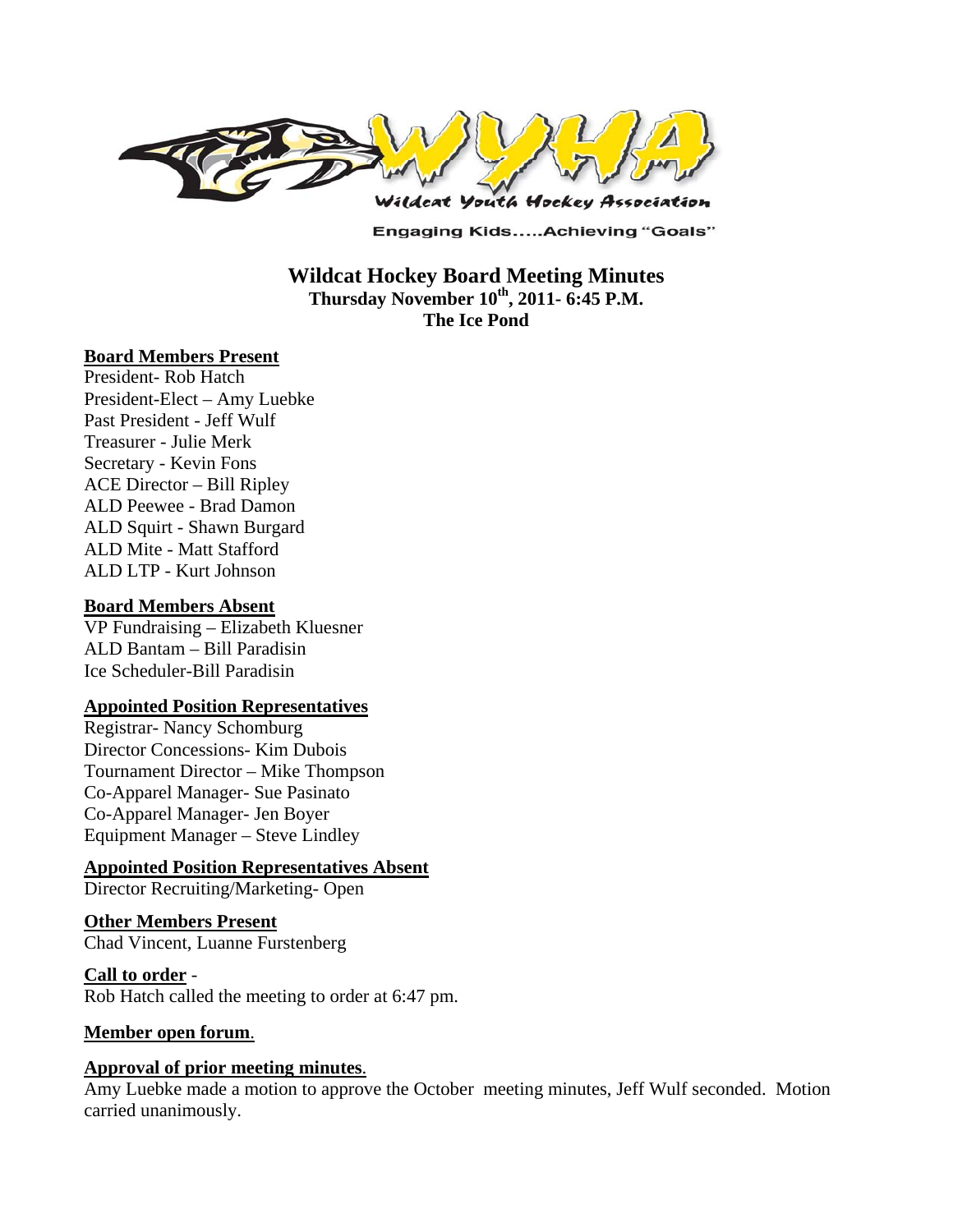Wildcat Youth Hockey Association

Engaging Kids.....Achieving "Goals"

# Wildcat Hockey Board Meeting Minutes

**Thursday November 10th, 2011- 6:45 P.M.**
**The Ice Pond**

## Board Members Present

President- Rob Hatch
President-Elect – Amy Luebke
Past President - Jeff Wulf
Treasurer - Julie Merk
Secretary - Kevin Fons
ACE Director – Bill Ripley
ALD Peewee - Brad Damon
ALD Squirt - Shawn Burgard
ALD Mite - Matt Stafford
ALD LTP - Kurt Johnson

## Board Members Absent

VP Fundraising – Elizabeth Kluesner
ALD Bantam – Bill Paradisin
Ice Scheduler-Bill Paradisin

## Appointed Position Representatives

Registrar- Nancy Schomburg
Director Concessions- Kim Dubois
Tournament Director – Mike Thompson
Co-Apparel Manager- Sue Pasinato
Co-Apparel Manager- Jen Boyer
Equipment Manager – Steve Lindley

## Appointed Position Representatives Absent

Director Recruiting/Marketing- Open

## Other Members Present

Chad Vincent, Luanne Furstenberg

## Call to order -

Rob Hatch called the meeting to order at 6:47 pm.

## Member open forum.

## Approval of prior meeting minutes.

Amy Luebke made a motion to approve the October meeting minutes, Jeff Wulf seconded. Motion carried unanimously.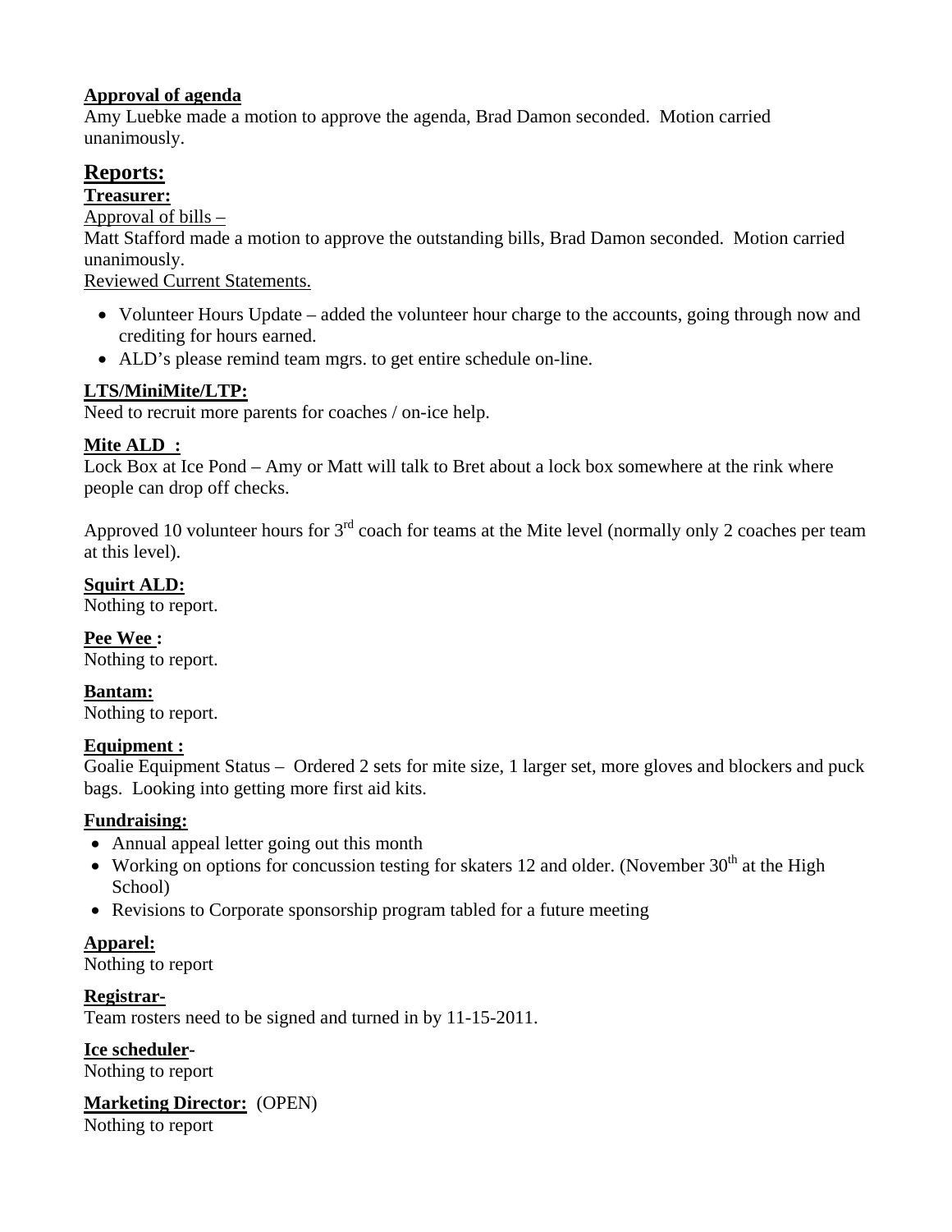**Approval of agenda**

Amy Luebke made a motion to approve the agenda, Brad Damon seconded. Motion carried unanimously.

## Reports:

**Treasurer:**

Approval of bills –

Matt Stafford made a motion to approve the outstanding bills, Brad Damon seconded. Motion carried unanimously.

Reviewed Current Statements.

- Volunteer Hours Update – added the volunteer hour charge to the accounts, going through now and crediting for hours earned.
- ALD's please remind team mgrs. to get entire schedule on-line.

**LTS/MiniMite/LTP:**

Need to recruit more parents for coaches / on-ice help.

**Mite ALD :**

Lock Box at Ice Pond – Amy or Matt will talk to Bret about a lock box somewhere at the rink where people can drop off checks.

Approved 10 volunteer hours for 3rd coach for teams at the Mite level (normally only 2 coaches per team at this level).

**Squirt ALD:**

Nothing to report.

**Pee Wee :**

Nothing to report.

**Bantam:**

Nothing to report.

**Equipment :**

Goalie Equipment Status – Ordered 2 sets for mite size, 1 larger set, more gloves and blockers and puck bags. Looking into getting more first aid kits.

**Fundraising:**

- Annual appeal letter going out this month
- Working on options for concussion testing for skaters 12 and older. (November 30th at the High School)
- Revisions to Corporate sponsorship program tabled for a future meeting

**Apparel:**

Nothing to report

**Registrar-**

Team rosters need to be signed and turned in by 11-15-2011.

**Ice scheduler-**

Nothing to report

**Marketing Director:** (OPEN)

Nothing to report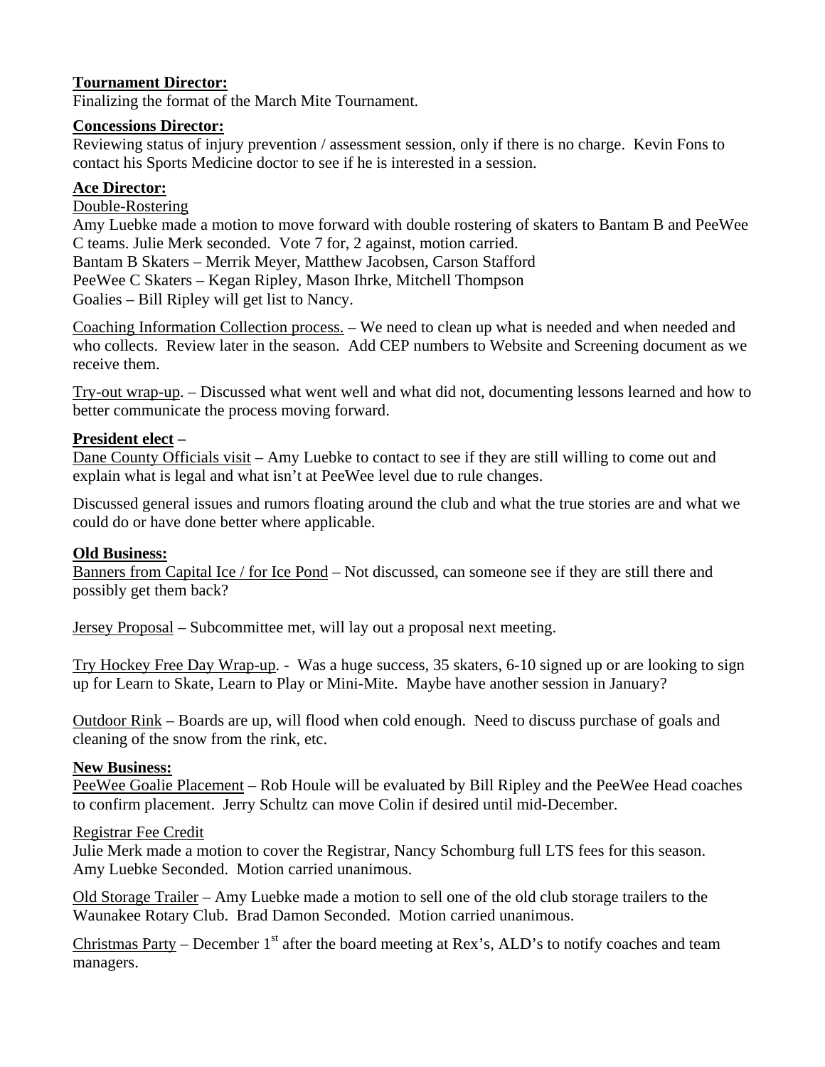**Tournament Director:**
Finalizing the format of the March Mite Tournament.

**Concessions Director:**
Reviewing status of injury prevention / assessment session, only if there is no charge. Kevin Fons to contact his Sports Medicine doctor to see if he is interested in a session.

**Ace Director:**
Double-Rostering
Amy Luebke made a motion to move forward with double rostering of skaters to Bantam B and PeeWee C teams. Julie Merk seconded. Vote 7 for, 2 against, motion carried.
Bantam B Skaters – Merrik Meyer, Matthew Jacobsen, Carson Stafford
PeeWee C Skaters – Kegan Ripley, Mason Ihrke, Mitchell Thompson
Goalies – Bill Ripley will get list to Nancy.

Coaching Information Collection process. – We need to clean up what is needed and when needed and who collects. Review later in the season. Add CEP numbers to Website and Screening document as we receive them.

Try-out wrap-up. – Discussed what went well and what did not, documenting lessons learned and how to better communicate the process moving forward.

**President elect –**
Dane County Officials visit – Amy Luebke to contact to see if they are still willing to come out and explain what is legal and what isn't at PeeWee level due to rule changes.

Discussed general issues and rumors floating around the club and what the true stories are and what we could do or have done better where applicable.

**Old Business:**
Banners from Capital Ice / for Ice Pond – Not discussed, can someone see if they are still there and possibly get them back?

Jersey Proposal – Subcommittee met, will lay out a proposal next meeting.

Try Hockey Free Day Wrap-up. - Was a huge success, 35 skaters, 6-10 signed up or are looking to sign up for Learn to Skate, Learn to Play or Mini-Mite. Maybe have another session in January?

Outdoor Rink – Boards are up, will flood when cold enough. Need to discuss purchase of goals and cleaning of the snow from the rink, etc.

**New Business:**
PeeWee Goalie Placement – Rob Houle will be evaluated by Bill Ripley and the PeeWee Head coaches to confirm placement. Jerry Schultz can move Colin if desired until mid-December.

Registrar Fee Credit
Julie Merk made a motion to cover the Registrar, Nancy Schomburg full LTS fees for this season. Amy Luebke Seconded. Motion carried unanimous.

Old Storage Trailer – Amy Luebke made a motion to sell one of the old club storage trailers to the Waunakee Rotary Club. Brad Damon Seconded. Motion carried unanimous.

Christmas Party – December 1st after the board meeting at Rex's, ALD's to notify coaches and team managers.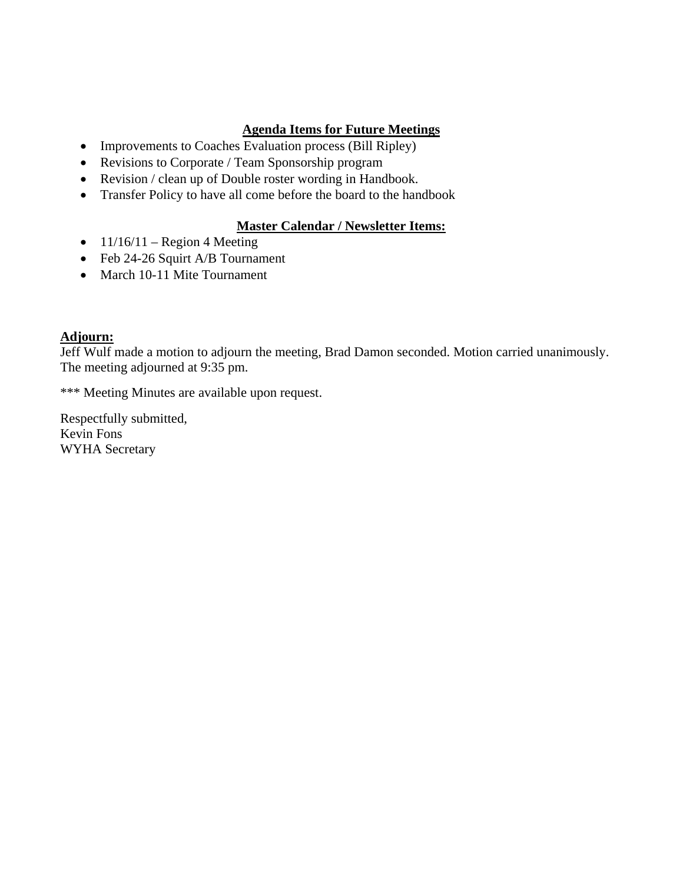## Agenda Items for Future Meetings

- Improvements to Coaches Evaluation process (Bill Ripley)
- Revisions to Corporate / Team Sponsorship program
- Revision / clean up of Double roster wording in Handbook.
- Transfer Policy to have all come before the board to the handbook

## Master Calendar / Newsletter Items:

- 11/16/11 – Region 4 Meeting
- Feb 24-26 Squirt A/B Tournament
- March 10-11 Mite Tournament

**Adjourn:**

Jeff Wulf made a motion to adjourn the meeting, Brad Damon seconded. Motion carried unanimously. The meeting adjourned at 9:35 pm.

*** Meeting Minutes are available upon request.

Respectfully submitted,
Kevin Fons
WYHA Secretary